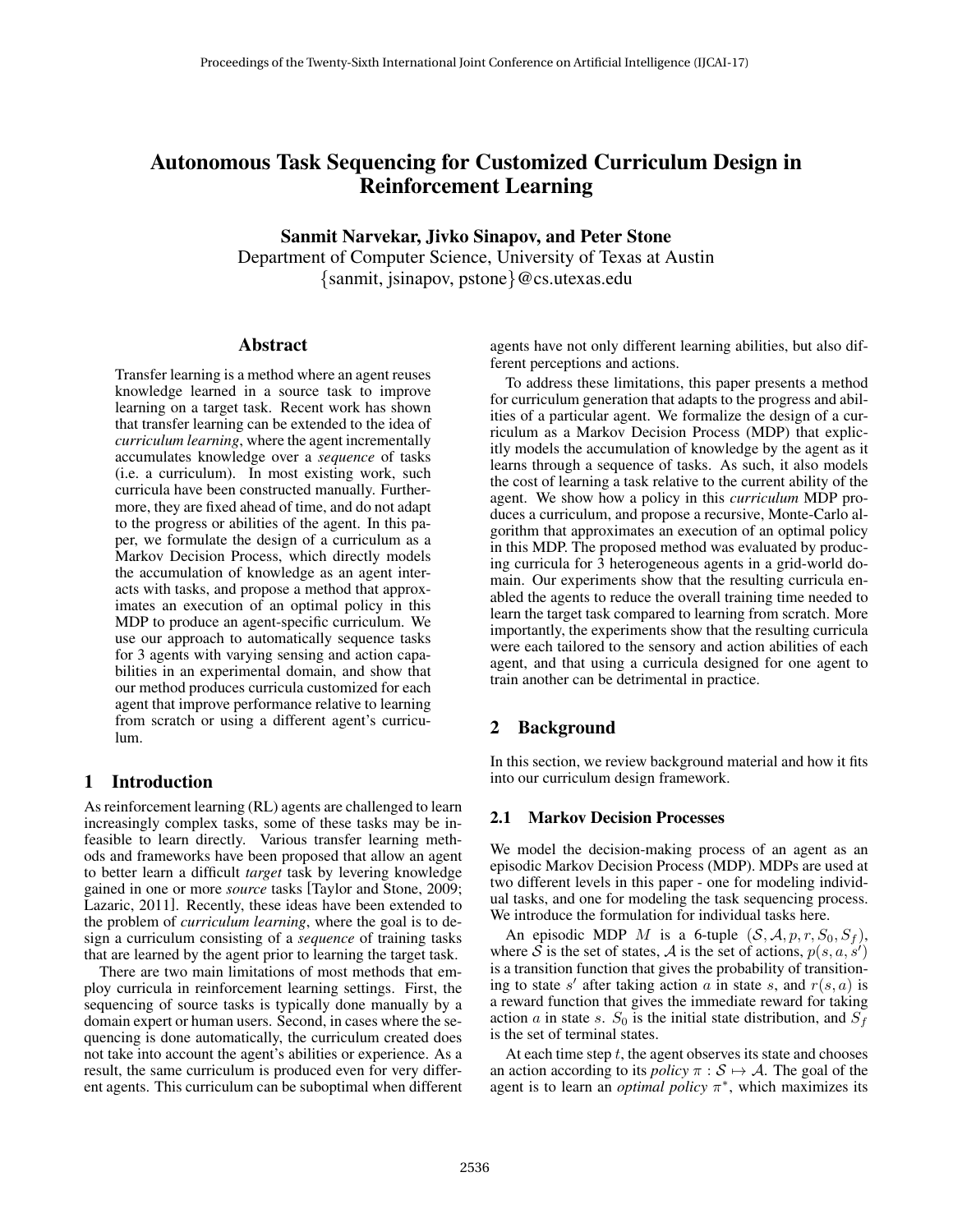# Autonomous Task Sequencing for Customized Curriculum Design in Reinforcement Learning

**Sanmit Narvekar, Jivko Sinapov, and Peter Stone**

Department of Computer Science, University of Texas at Austin

{sanmit, jsinapov, pstone}@cs.utexas.edu

## Abstract

Transfer learning is a method where an agent reuses knowledge learned in a source task to improve learning on a target task. Recent work has shown that transfer learning can be extended to the idea of *curriculum learning*, where the agent incrementally accumulates knowledge over a *sequence* of tasks (i.e. a curriculum). In most existing work, such curricula have been constructed manually. Furthermore, they are fixed ahead of time, and do not adapt to the progress or abilities of the agent. In this paper, we formulate the design of a curriculum as a Markov Decision Process, which directly models the accumulation of knowledge as an agent interacts with tasks, and propose a method that approximates an execution of an optimal policy in this MDP to produce an agent-specific curriculum. We use our approach to automatically sequence tasks for 3 agents with varying sensing and action capabilities in an experimental domain, and show that our method produces curricula customized for each agent that improve performance relative to learning from scratch or using a different agent's curriculum.

## 1 Introduction

As reinforcement learning (RL) agents are challenged to learn increasingly complex tasks, some of these tasks may be infeasible to learn directly. Various transfer learning methods and frameworks have been proposed that allow an agent to better learn a difficult *target* task by levering knowledge gained in one or more *source* tasks [Taylor and Stone, 2009; Lazaric, 2011]. Recently, these ideas have been extended to the problem of *curriculum learning*, where the goal is to design a curriculum consisting of a *sequence* of training tasks that are learned by the agent prior to learning the target task.

There are two main limitations of most methods that employ curricula in reinforcement learning settings. First, the sequencing of source tasks is typically done manually by a domain expert or human users. Second, in cases where the sequencing is done automatically, the curriculum created does not take into account the agent's abilities or experience. As a result, the same curriculum is produced even for very different agents. This curriculum can be suboptimal when different agents have not only different learning abilities, but also different perceptions and actions.

To address these limitations, this paper presents a method for curriculum generation that adapts to the progress and abilities of a particular agent. We formalize the design of a curriculum as a Markov Decision Process (MDP) that explicitly models the accumulation of knowledge by the agent as it learns through a sequence of tasks. As such, it also models the cost of learning a task relative to the current ability of the agent. We show how a policy in this *curriculum* MDP produces a curriculum, and propose a recursive, Monte-Carlo algorithm that approximates an execution of an optimal policy in this MDP. The proposed method was evaluated by producing curricula for 3 heterogeneous agents in a grid-world domain. Our experiments show that the resulting curricula enabled the agents to reduce the overall training time needed to learn the target task compared to learning from scratch. More importantly, the experiments show that the resulting curricula were each tailored to the sensory and action abilities of each agent, and that using a curricula designed for one agent to train another can be detrimental in practice.

## 2 Background

In this section, we review background material and how it fits into our curriculum design framework.

### 2.1 Markov Decision Processes

We model the decision-making process of an agent as an episodic Markov Decision Process (MDP). MDPs are used at two different levels in this paper - one for modeling individual tasks, and one for modeling the task sequencing process. We introduce the formulation for individual tasks here.

An episodic MDP $M$ is a 6-tuple $(\mathcal{S}, \mathcal{A}, p, r, S_0, S_f)$, where $\mathcal{S}$ is the set of states, $\mathcal{A}$ is the set of actions, $p(s, a, s')$ is a transition function that gives the probability of transitioning to state $s'$ after taking action $a$ in state $s$, and $r(s, a)$ is a reward function that gives the immediate reward for taking action $a$ in state $s$. $S_0$ is the initial state distribution, and $S_f$ is the set of terminal states.

At each time step $t$, the agent observes its state and chooses an action according to its *policy* $\pi : \mathcal{S} \mapsto \mathcal{A}$. The goal of the agent is to learn an *optimal policy* $\pi^*$, which maximizes its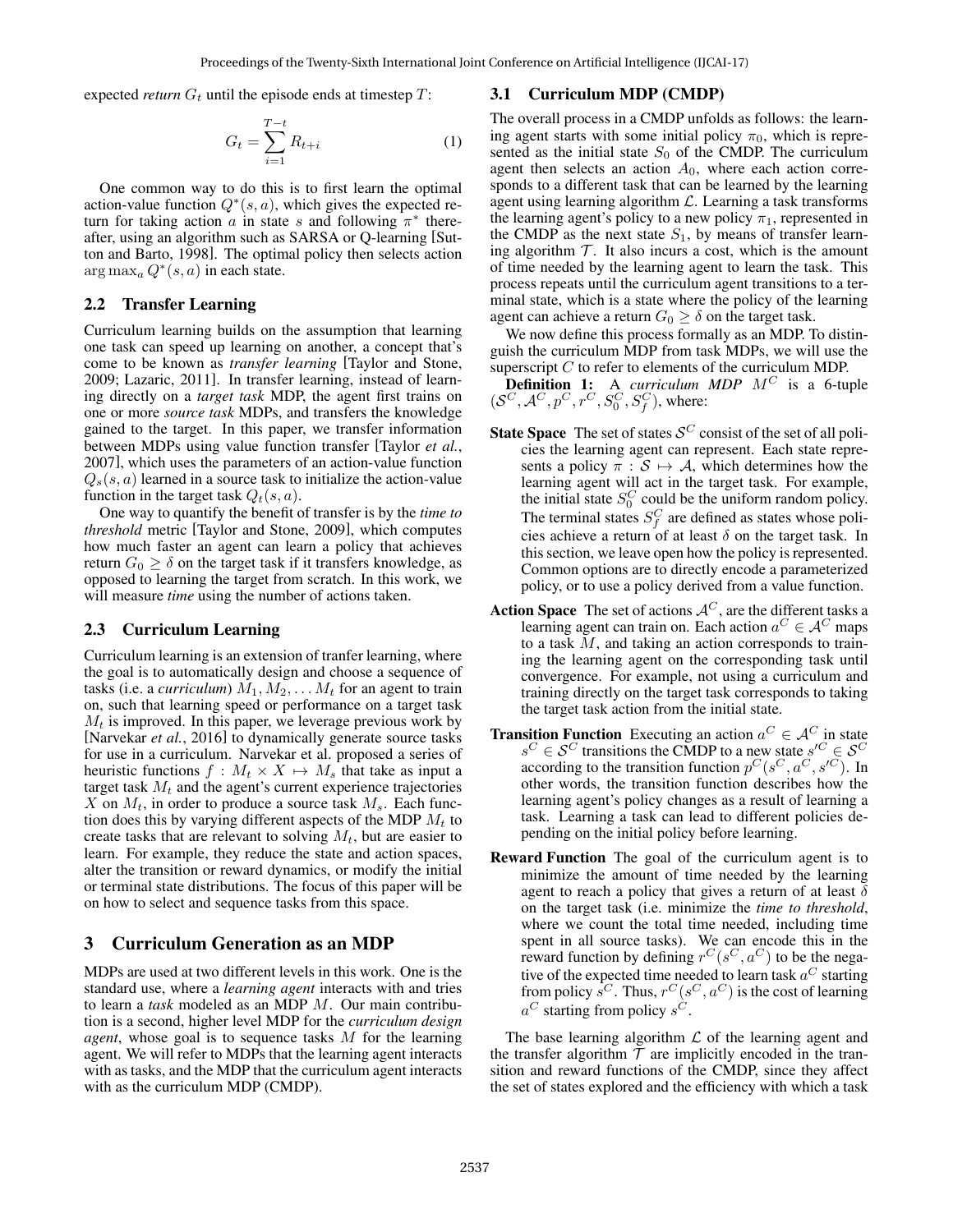expected *return* $G_t$ until the episode ends at timestep $T$:

$$G_t = \sum_{i=1}^{T-t} R_{t+i} \tag{1}$$

One common way to do this is to first learn the optimal action-value function $Q^*(s, a)$, which gives the expected return for taking action $a$ in state $s$ and following $\pi^*$ thereafter, using an algorithm such as SARSA or Q-learning [Sutton and Barto, 1998]. The optimal policy then selects action $\arg\max_a Q^*(s, a)$ in each state.

## 2.2 Transfer Learning

Curriculum learning builds on the assumption that learning one task can speed up learning on another, a concept that's come to be known as *transfer learning* [Taylor and Stone, 2009; Lazaric, 2011]. In transfer learning, instead of learning directly on a *target task* MDP, the agent first trains on one or more *source task* MDPs, and transfers the knowledge gained to the target. In this paper, we transfer information between MDPs using value function transfer [Taylor *et al.*, 2007], which uses the parameters of an action-value function $Q_s(s, a)$ learned in a source task to initialize the action-value function in the target task $Q_t(s, a)$.

One way to quantify the benefit of transfer is by the *time to threshold* metric [Taylor and Stone, 2009], which computes how much faster an agent can learn a policy that achieves return $G_0 \geq \delta$ on the target task if it transfers knowledge, as opposed to learning the target from scratch. In this work, we will measure *time* using the number of actions taken.

## 2.3 Curriculum Learning

Curriculum learning is an extension of tranfer learning, where the goal is to automatically design and choose a sequence of tasks (i.e. a *curriculum*) $M_1, M_2, \ldots M_t$ for an agent to train on, such that learning speed or performance on a target task $M_t$ is improved. In this paper, we leverage previous work by [Narvekar *et al.*, 2016] to dynamically generate source tasks for use in a curriculum. Narvekar et al. proposed a series of heuristic functions $f : M_t \times X \mapsto M_s$ that take as input a target task $M_t$ and the agent's current experience trajectories $X$ on $M_t$, in order to produce a source task $M_s$. Each function does this by varying different aspects of the MDP $M_t$ to create tasks that are relevant to solving $M_t$, but are easier to learn. For example, they reduce the state and action spaces, alter the transition or reward dynamics, or modify the initial or terminal state distributions. The focus of this paper will be on how to select and sequence tasks from this space.

# 3 Curriculum Generation as an MDP

MDPs are used at two different levels in this work. One is the standard use, where a *learning agent* interacts with and tries to learn a *task* modeled as an MDP $M$. Our main contribution is a second, higher level MDP for the *curriculum design agent*, whose goal is to sequence tasks $M$ for the learning agent. We will refer to MDPs that the learning agent interacts with as tasks, and the MDP that the curriculum agent interacts with as the curriculum MDP (CMDP).

## 3.1 Curriculum MDP (CMDP)

The overall process in a CMDP unfolds as follows: the learning agent starts with some initial policy $\pi_0$, which is represented as the initial state $S_0$ of the CMDP. The curriculum agent then selects an action $A_0$, where each action corresponds to a different task that can be learned by the learning agent using learning algorithm $\mathcal{L}$. Learning a task transforms the learning agent's policy to a new policy $\pi_1$, represented in the CMDP as the next state $S_1$, by means of transfer learning algorithm $\mathcal{T}$. It also incurs a cost, which is the amount of time needed by the learning agent to learn the task. This process repeats until the curriculum agent transitions to a terminal state, which is a state where the policy of the learning agent can achieve a return $G_0 \geq \delta$ on the target task.

We now define this process formally as an MDP. To distinguish the curriculum MDP from task MDPs, we will use the superscript $C$ to refer to elements of the curriculum MDP.

**Definition 1:** A *curriculum MDP* $M^C$ is a 6-tuple $(\mathcal{S}^C, \mathcal{A}^C, p^C, r^C, S_0^C, S_f^C)$, where:

- **State Space** The set of states $\mathcal{S}^C$ consist of the set of all policies the learning agent can represent. Each state represents a policy $\pi : \mathcal{S} \mapsto \mathcal{A}$, which determines how the learning agent will act in the target task. For example, the initial state $S_0^C$ could be the uniform random policy. The terminal states $S_f^C$ are defined as states whose policies achieve a return of at least $\delta$ on the target task. In this section, we leave open how the policy is represented. Common options are to directly encode a parameterized policy, or to use a policy derived from a value function.
- **Action Space** The set of actions $\mathcal{A}^C$, are the different tasks a learning agent can train on. Each action $a^C \in \mathcal{A}^C$ maps to a task $M$, and taking an action corresponds to training the learning agent on the corresponding task until convergence. For example, not using a curriculum and training directly on the target task corresponds to taking the target task action from the initial state.
- **Transition Function** Executing an action $a^C \in \mathcal{A}^C$ in state $s^C \in \mathcal{S}^C$ transitions the CMDP to a new state $s'^C \in \mathcal{S}^C$ according to the transition function $p^C(s^C, a^C, s'^C)$. In other words, the transition function describes how the learning agent's policy changes as a result of learning a task. Learning a task can lead to different policies depending on the initial policy before learning.
- **Reward Function** The goal of the curriculum agent is to minimize the amount of time needed by the learning agent to reach a policy that gives a return of at least $\delta$ on the target task (i.e. minimize the *time to threshold*, where we count the total time needed, including time spent in all source tasks). We can encode this in the reward function by defining $r^C(s^C, a^C)$ to be the negative of the expected time needed to learn task $a^C$ starting from policy $s^C$. Thus, $r^C(s^C, a^C)$ is the cost of learning $a^C$ starting from policy $s^C$.

The base learning algorithm $\mathcal{L}$ of the learning agent and the transfer algorithm $\mathcal{T}$ are implicitly encoded in the transition and reward functions of the CMDP, since they affect the set of states explored and the efficiency with which a task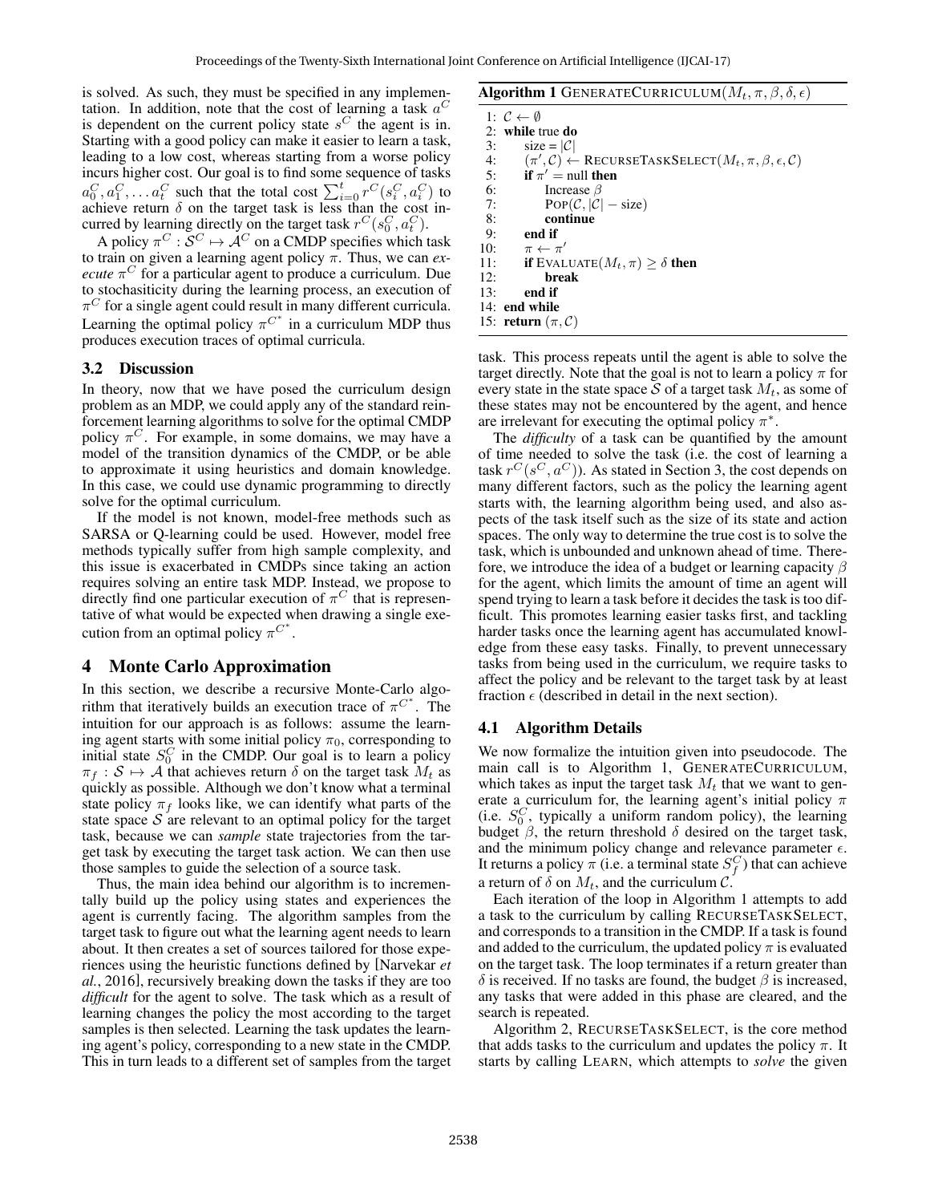is solved. As such, they must be specified in any implementation. In addition, note that the cost of learning a task $a^C$ is dependent on the current policy state $s^C$ the agent is in. Starting with a good policy can make it easier to learn a task, leading to a low cost, whereas starting from a worse policy incurs higher cost. Our goal is to find some sequence of tasks $a_0^C, a_1^C, \ldots a_t^C$ such that the total cost $\sum_{i=0}^{t} r^C(s_i^C, a_i^C)$ to achieve return $\delta$ on the target task is less than the cost incurred by learning directly on the target task $r^C(s_0^C, a_t^C)$.

A policy $\pi^C : \mathcal{S}^C \mapsto \mathcal{A}^C$ on a CMDP specifies which task to train on given a learning agent policy $\pi$. Thus, we can *execute* $\pi^C$ for a particular agent to produce a curriculum. Due to stochasiticity during the learning process, an execution of $\pi^C$ for a single agent could result in many different curricula. Learning the optimal policy $\pi^{C^*}$ in a curriculum MDP thus produces execution traces of optimal curricula.

### 3.2 Discussion

In theory, now that we have posed the curriculum design problem as an MDP, we could apply any of the standard reinforcement learning algorithms to solve for the optimal CMDP policy $\pi^C$. For example, in some domains, we may have a model of the transition dynamics of the CMDP, or be able to approximate it using heuristics and domain knowledge. In this case, we could use dynamic programming to directly solve for the optimal curriculum.

If the model is not known, model-free methods such as SARSA or Q-learning could be used. However, model free methods typically suffer from high sample complexity, and this issue is exacerbated in CMDPs since taking an action requires solving an entire task MDP. Instead, we propose to directly find one particular execution of $\pi^C$ that is representative of what would be expected when drawing a single execution from an optimal policy $\pi^{C^*}$.

## 4 Monte Carlo Approximation

In this section, we describe a recursive Monte-Carlo algorithm that iteratively builds an execution trace of $\pi^{C^*}$. The intuition for our approach is as follows: assume the learning agent starts with some initial policy $\pi_0$, corresponding to initial state $S_0^C$ in the CMDP. Our goal is to learn a policy $\pi_f : \mathcal{S} \mapsto \mathcal{A}$ that achieves return $\delta$ on the target task $M_t$ as quickly as possible. Although we don't know what a terminal state policy $\pi_f$ looks like, we can identify what parts of the state space $\mathcal{S}$ are relevant to an optimal policy for the target task, because we can *sample* state trajectories from the target task by executing the target task action. We can then use those samples to guide the selection of a source task.

Thus, the main idea behind our algorithm is to incrementally build up the policy using states and experiences the agent is currently facing. The algorithm samples from the target task to figure out what the learning agent needs to learn about. It then creates a set of sources tailored for those experiences using the heuristic functions defined by [Narvekar *et al.*, 2016], recursively breaking down the tasks if they are too *difficult* for the agent to solve. The task which as a result of learning changes the policy the most according to the target samples is then selected. Learning the task updates the learning agent's policy, corresponding to a new state in the CMDP. This in turn leads to a different set of samples from the target task. This process repeats until the agent is able to solve the target directly. Note that the goal is not to learn a policy $\pi$ for every state in the state space $\mathcal{S}$ of a target task $M_t$, as some of these states may not be encountered by the agent, and hence are irrelevant for executing the optimal policy $\pi^*$.

**Algorithm 1** GENERATECURRICULUM($M_t, \pi, \beta, \delta, \epsilon$)

```
1:  C ← ∅
2:  while true do
3:      size = |C|
4:      (π', C) ← RECURSETASKSELECT(M_t, π, β, ε, C)
5:      if π' = null then
6:          Increase β
7:          POP(C, |C| − size)
8:          continue
9:      end if
10:     π ← π'
11:     if EVALUATE(M_t, π) ≥ δ then
12:         break
13:     end if
14: end while
15: return (π, C)
```

The *difficulty* of a task can be quantified by the amount of time needed to solve the task (i.e. the cost of learning a task $r^C(s^C, a^C)$). As stated in Section 3, the cost depends on many different factors, such as the policy the learning agent starts with, the learning algorithm being used, and also aspects of the task itself such as the size of its state and action spaces. The only way to determine the true cost is to solve the task, which is unbounded and unknown ahead of time. Therefore, we introduce the idea of a budget or learning capacity $\beta$ for the agent, which limits the amount of time an agent will spend trying to learn a task before it decides the task is too difficult. This promotes learning easier tasks first, and tackling harder tasks once the learning agent has accumulated knowledge from these easy tasks. Finally, to prevent unnecessary tasks from being used in the curriculum, we require tasks to affect the policy and be relevant to the target task by at least fraction $\epsilon$ (described in detail in the next section).

### 4.1 Algorithm Details

We now formalize the intuition given into pseudocode. The main call is to Algorithm 1, GENERATECURRICULUM, which takes as input the target task $M_t$ that we want to generate a curriculum for, the learning agent's initial policy $\pi$ (i.e. $S_0^C$, typically a uniform random policy), the learning budget $\beta$, the return threshold $\delta$ desired on the target task, and the minimum policy change and relevance parameter $\epsilon$. It returns a policy $\pi$ (i.e. a terminal state $S_f^C$) that can achieve a return of $\delta$ on $M_t$, and the curriculum $\mathcal{C}$.

Each iteration of the loop in Algorithm 1 attempts to add a task to the curriculum by calling RECURSETASKSELECT, and corresponds to a transition in the CMDP. If a task is found and added to the curriculum, the updated policy $\pi$ is evaluated on the target task. The loop terminates if a return greater than $\delta$ is received. If no tasks are found, the budget $\beta$ is increased, any tasks that were added in this phase are cleared, and the search is repeated.

Algorithm 2, RECURSETASKSELECT, is the core method that adds tasks to the curriculum and updates the policy $\pi$. It starts by calling LEARN, which attempts to *solve* the given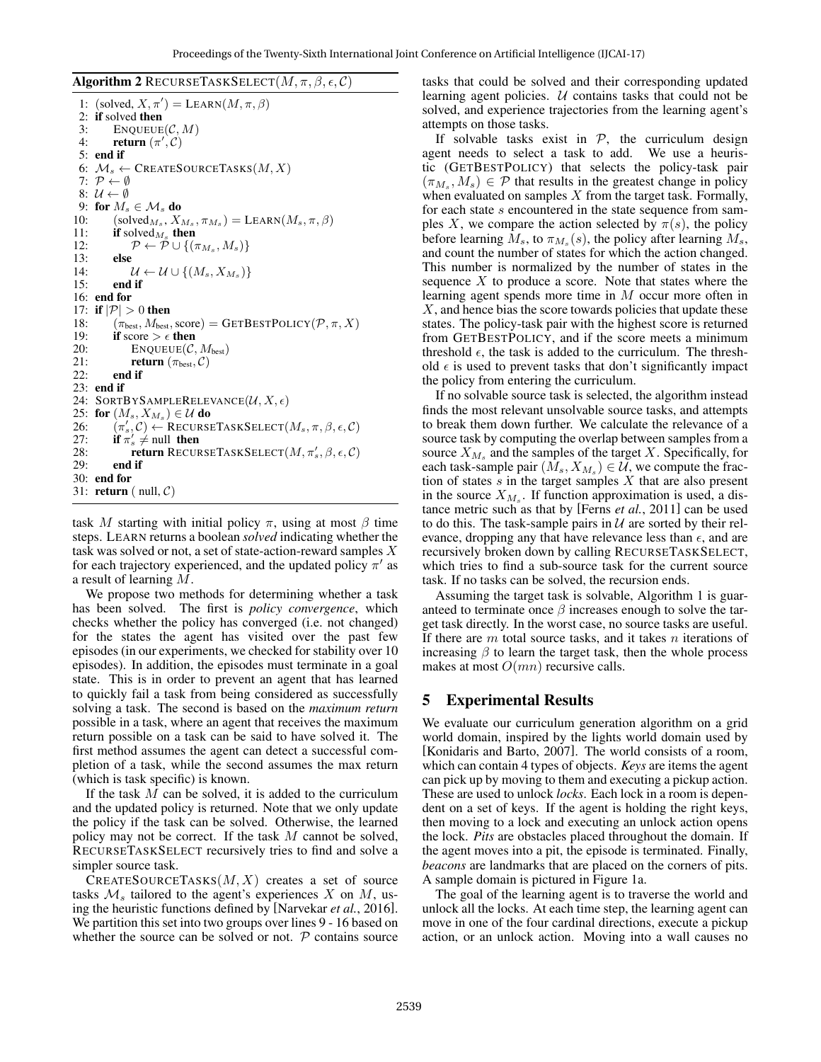**Algorithm 2** RECURSETASKSELECT($M, \pi, \beta, \epsilon, \mathcal{C}$)

```
1:  (solved, X, π′) = LEARN(M, π, β)
2:  if solved then
3:      ENQUEUE(C, M)
4:      return (π′, C)
5:  end if
6:  M_s ← CREATESOURCETASKS(M, X)
7:  P ← ∅
8:  U ← ∅
9:  for M_s ∈ M_s do
10:     (solved_{M_s}, X_{M_s}, π_{M_s}) = LEARN(M_s, π, β)
11:     if solved_{M_s} then
12:         P ← P ∪ {(π_{M_s}, M_s)}
13:     else
14:         U ← U ∪ {(M_s, X_{M_s})}
15:     end if
16: end for
17: if |P| > 0 then
18:     (π_best, M_best, score) = GETBESTPOLICY(P, π, X)
19:     if score > ε then
20:         ENQUEUE(C, M_best)
21:         return (π_best, C)
22:     end if
23: end if
24: SORTBYSAMPLERELEVANCE(U, X, ε)
25: for (M_s, X_{M_s}) ∈ U do
26:     (π′_s, C) ← RECURSETASKSELECT(M_s, π, β, ε, C)
27:     if π′_s ≠ null then
28:         return RECURSETASKSELECT(M, π′_s, β, ε, C)
29:     end if
30: end for
31: return ( null, C)
```

task $M$ starting with initial policy $\pi$, using at most $\beta$ time steps. LEARN returns a boolean *solved* indicating whether the task was solved or not, a set of state-action-reward samples $X$ for each trajectory experienced, and the updated policy $\pi'$ as a result of learning $M$.

We propose two methods for determining whether a task has been solved. The first is *policy convergence*, which checks whether the policy has converged (i.e. not changed) for the states the agent has visited over the past few episodes (in our experiments, we checked for stability over 10 episodes). In addition, the episodes must terminate in a goal state. This is in order to prevent an agent that has learned to quickly fail a task from being considered as successfully solving a task. The second is based on the *maximum return* possible in a task, where an agent that receives the maximum return possible on a task can be said to have solved it. The first method assumes the agent can detect a successful completion of a task, while the second assumes the max return (which is task specific) is known.

If the task $M$ can be solved, it is added to the curriculum and the updated policy is returned. Note that we only update the policy if the task can be solved. Otherwise, the learned policy may not be correct. If the task $M$ cannot be solved, RECURSETASKSELECT recursively tries to find and solve a simpler source task.

CREATESOURCETASKS($M, X$) creates a set of source tasks $\mathcal{M}_s$ tailored to the agent's experiences $X$ on $M$, using the heuristic functions defined by [Narvekar *et al.*, 2016]. We partition this set into two groups over lines 9 - 16 based on whether the source can be solved or not. $\mathcal{P}$ contains source tasks that could be solved and their corresponding updated learning agent policies. $\mathcal{U}$ contains tasks that could not be solved, and experience trajectories from the learning agent's attempts on those tasks.

If solvable tasks exist in $\mathcal{P}$, the curriculum design agent needs to select a task to add. We use a heuristic (GETBESTPOLICY) that selects the policy-task pair $(\pi_{M_s}, M_s) \in \mathcal{P}$ that results in the greatest change in policy when evaluated on samples $X$ from the target task. Formally, for each state $s$ encountered in the state sequence from samples $X$, we compare the action selected by $\pi(s)$, the policy before learning $M_s$, to $\pi_{M_s}(s)$, the policy after learning $M_s$, and count the number of states for which the action changed. This number is normalized by the number of states in the sequence $X$ to produce a score. Note that states where the learning agent spends more time in $M$ occur more often in $X$, and hence bias the score towards policies that update these states. The policy-task pair with the highest score is returned from GETBESTPOLICY, and if the score meets a minimum threshold $\epsilon$, the task is added to the curriculum. The threshold $\epsilon$ is used to prevent tasks that don't significantly impact the policy from entering the curriculum.

If no solvable source task is selected, the algorithm instead finds the most relevant unsolvable source tasks, and attempts to break them down further. We calculate the relevance of a source task by computing the overlap between samples from a source $X_{M_s}$ and the samples of the target $X$. Specifically, for each task-sample pair $(M_s, X_{M_s}) \in \mathcal{U}$, we compute the fraction of states $s$ in the target samples $X$ that are also present in the source $X_{M_s}$. If function approximation is used, a distance metric such as that by [Ferns *et al.*, 2011] can be used to do this. The task-sample pairs in $\mathcal{U}$ are sorted by their relevance, dropping any that have relevance less than $\epsilon$, and are recursively broken down by calling RECURSETASKSELECT, which tries to find a sub-source task for the current source task. If no tasks can be solved, the recursion ends.

Assuming the target task is solvable, Algorithm 1 is guaranteed to terminate once $\beta$ increases enough to solve the target task directly. In the worst case, no source tasks are useful. If there are $m$ total source tasks, and it takes $n$ iterations of increasing $\beta$ to learn the target task, then the whole process makes at most $O(mn)$ recursive calls.

## 5 Experimental Results

We evaluate our curriculum generation algorithm on a grid world domain, inspired by the lights world domain used by [Konidaris and Barto, 2007]. The world consists of a room, which can contain 4 types of objects. *Keys* are items the agent can pick up by moving to them and executing a pickup action. These are used to unlock *locks*. Each lock in a room is dependent on a set of keys. If the agent is holding the right keys, then moving to a lock and executing an unlock action opens the lock. *Pits* are obstacles placed throughout the domain. If the agent moves into a pit, the episode is terminated. Finally, *beacons* are landmarks that are placed on the corners of pits. A sample domain is pictured in Figure 1a.

The goal of the learning agent is to traverse the world and unlock all the locks. At each time step, the learning agent can move in one of the four cardinal directions, execute a pickup action, or an unlock action. Moving into a wall causes no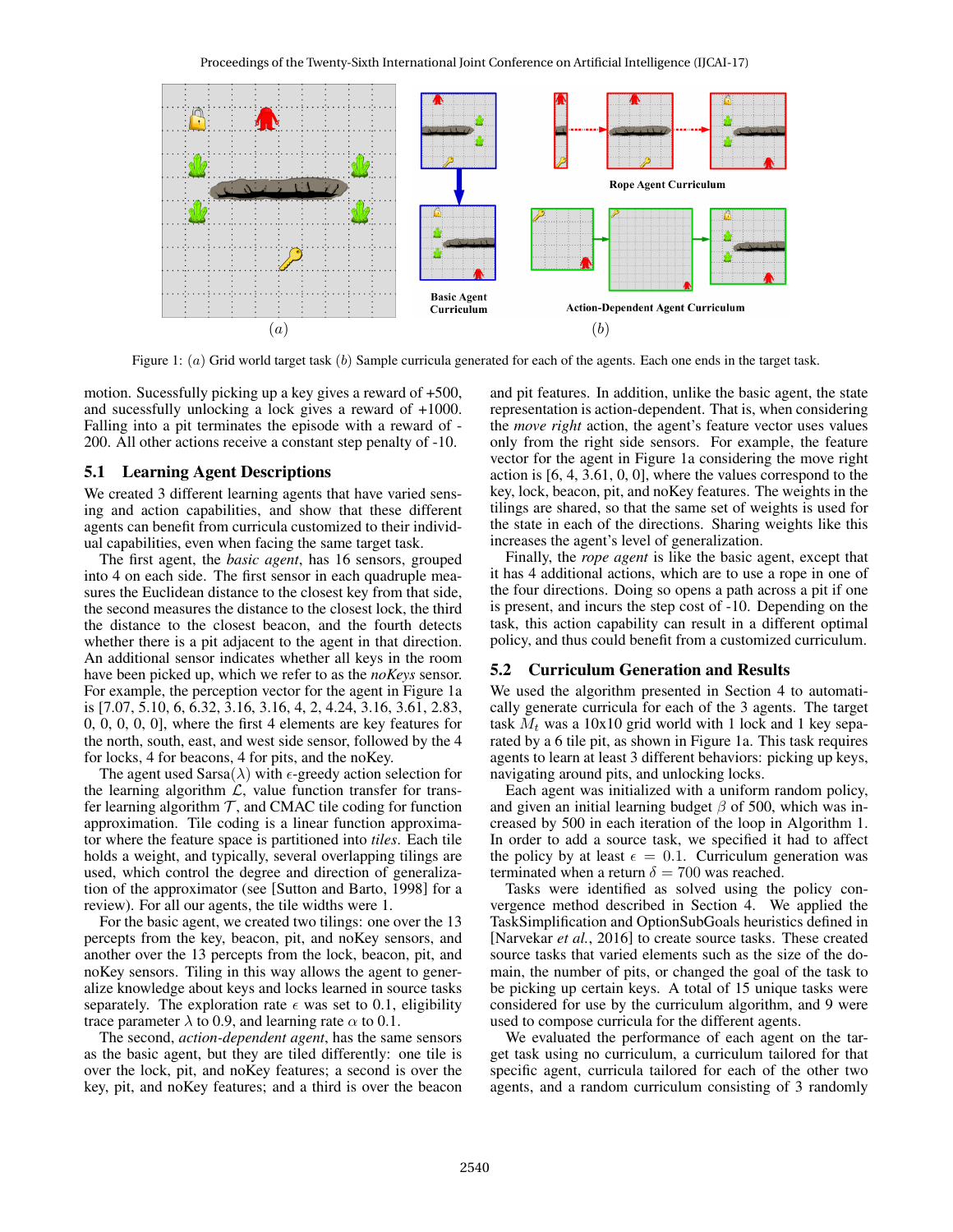Rope Agent Curriculum

Basic Agent Curriculum

Action-Dependent Agent Curriculum

$(a)$ $(b)$

Figure 1: $(a)$ Grid world target task $(b)$ Sample curricula generated for each of the agents. Each one ends in the target task.

motion. Sucessfully picking up a key gives a reward of +500, and sucessfully unlocking a lock gives a reward of +1000. Falling into a pit terminates the episode with a reward of -200. All other actions receive a constant step penalty of -10.

## 5.1 Learning Agent Descriptions

We created 3 different learning agents that have varied sensing and action capabilities, and show that these different agents can benefit from curricula customized to their individual capabilities, even when facing the same target task.

The first agent, the *basic agent*, has 16 sensors, grouped into 4 on each side. The first sensor in each quadruple measures the Euclidean distance to the closest key from that side, the second measures the distance to the closest lock, the third the distance to the closest beacon, and the fourth detects whether there is a pit adjacent to the agent in that direction. An additional sensor indicates whether all keys in the room have been picked up, which we refer to as the *noKeys* sensor. For example, the perception vector for the agent in Figure 1a is [7.07, 5.10, 6, 6.32, 3.16, 3.16, 4, 2, 4.24, 3.16, 3.61, 2.83, 0, 0, 0, 0, 0], where the first 4 elements are key features for the north, south, east, and west side sensor, followed by the 4 for locks, 4 for beacons, 4 for pits, and the noKey.

The agent used Sarsa($\lambda$) with $\epsilon$-greedy action selection for the learning algorithm $\mathcal{L}$, value function transfer for transfer learning algorithm $\mathcal{T}$, and CMAC tile coding for function approximation. Tile coding is a linear function approximator where the feature space is partitioned into *tiles*. Each tile holds a weight, and typically, several overlapping tilings are used, which control the degree and direction of generalization of the approximator (see [Sutton and Barto, 1998] for a review). For all our agents, the tile widths were 1.

For the basic agent, we created two tilings: one over the 13 percepts from the key, beacon, pit, and noKey sensors, and another over the 13 percepts from the lock, beacon, pit, and noKey sensors. Tiling in this way allows the agent to generalize knowledge about keys and locks learned in source tasks separately. The exploration rate $\epsilon$ was set to 0.1, eligibility trace parameter $\lambda$ to 0.9, and learning rate $\alpha$ to 0.1.

The second, *action-dependent agent*, has the same sensors as the basic agent, but they are tiled differently: one tile is over the lock, pit, and noKey features; a second is over the key, pit, and noKey features; and a third is over the beacon and pit features. In addition, unlike the basic agent, the state representation is action-dependent. That is, when considering the *move right* action, the agent's feature vector uses values only from the right side sensors. For example, the feature vector for the agent in Figure 1a considering the move right action is [6, 4, 3.61, 0, 0], where the values correspond to the key, lock, beacon, pit, and noKey features. The weights in the tilings are shared, so that the same set of weights is used for the state in each of the directions. Sharing weights like this increases the agent's level of generalization.

Finally, the *rope agent* is like the basic agent, except that it has 4 additional actions, which are to use a rope in one of the four directions. Doing so opens a path across a pit if one is present, and incurs the step cost of -10. Depending on the task, this action capability can result in a different optimal policy, and thus could benefit from a customized curriculum.

## 5.2 Curriculum Generation and Results

We used the algorithm presented in Section 4 to automatically generate curricula for each of the 3 agents. The target task $M_t$ was a 10x10 grid world with 1 lock and 1 key separated by a 6 tile pit, as shown in Figure 1a. This task requires agents to learn at least 3 different behaviors: picking up keys, navigating around pits, and unlocking locks.

Each agent was initialized with a uniform random policy, and given an initial learning budget $\beta$ of 500, which was increased by 500 in each iteration of the loop in Algorithm 1. In order to add a source task, we specified it had to affect the policy by at least $\epsilon = 0.1$. Curriculum generation was terminated when a return $\delta = 700$ was reached.

Tasks were identified as solved using the policy convergence method described in Section 4. We applied the TaskSimplification and OptionSubGoals heuristics defined in [Narvekar *et al.*, 2016] to create source tasks. These created source tasks that varied elements such as the size of the domain, the number of pits, or changed the goal of the task to be picking up certain keys. A total of 15 unique tasks were considered for use by the curriculum algorithm, and 9 were used to compose curricula for the different agents.

We evaluated the performance of each agent on the target task using no curriculum, a curriculum tailored for that specific agent, curricula tailored for each of the other two agents, and a random curriculum consisting of 3 randomly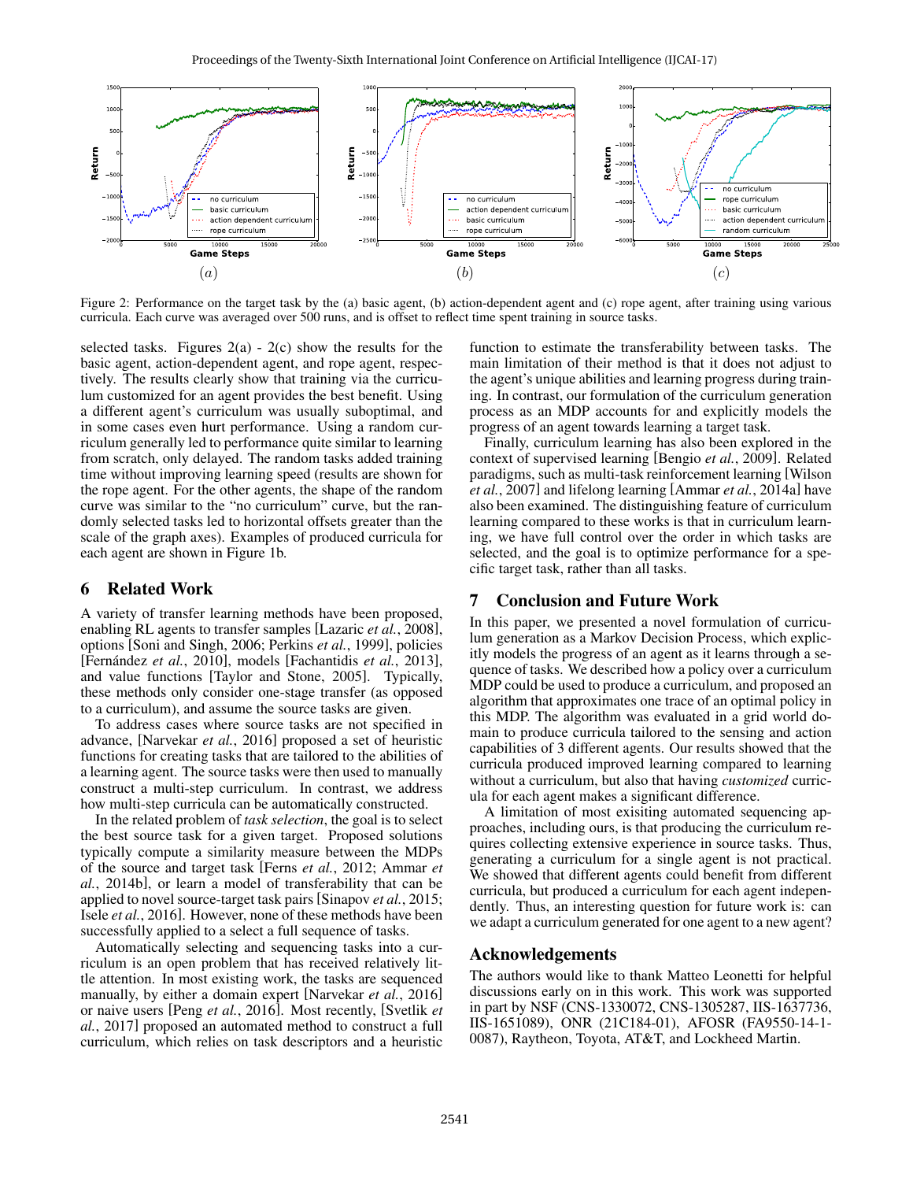Figure 2: Performance on the target task by the (a) basic agent, (b) action-dependent agent and (c) rope agent, after training using various curricula. Each curve was averaged over 500 runs, and is offset to reflect time spent training in source tasks.

selected tasks. Figures 2(a) - 2(c) show the results for the basic agent, action-dependent agent, and rope agent, respectively. The results clearly show that training via the curriculum customized for an agent provides the best benefit. Using a different agent's curriculum was usually suboptimal, and in some cases even hurt performance. Using a random curriculum generally led to performance quite similar to learning from scratch, only delayed. The random tasks added training time without improving learning speed (results are shown for the rope agent. For the other agents, the shape of the random curve was similar to the "no curriculum" curve, but the randomly selected tasks led to horizontal offsets greater than the scale of the graph axes). Examples of produced curricula for each agent are shown in Figure 1b.

## 6 Related Work

A variety of transfer learning methods have been proposed, enabling RL agents to transfer samples [Lazaric *et al.*, 2008], options [Soni and Singh, 2006; Perkins *et al.*, 1999], policies [Fernández *et al.*, 2010], models [Fachantidis *et al.*, 2013], and value functions [Taylor and Stone, 2005]. Typically, these methods only consider one-stage transfer (as opposed to a curriculum), and assume the source tasks are given.

To address cases where source tasks are not specified in advance, [Narvekar *et al.*, 2016] proposed a set of heuristic functions for creating tasks that are tailored to the abilities of a learning agent. The source tasks were then used to manually construct a multi-step curriculum. In contrast, we address how multi-step curricula can be automatically constructed.

In the related problem of *task selection*, the goal is to select the best source task for a given target. Proposed solutions typically compute a similarity measure between the MDPs of the source and target task [Ferns *et al.*, 2012; Ammar *et al.*, 2014b], or learn a model of transferability that can be applied to novel source-target task pairs [Sinapov *et al.*, 2015; Isele *et al.*, 2016]. However, none of these methods have been successfully applied to a select a full sequence of tasks.

Automatically selecting and sequencing tasks into a curriculum is an open problem that has received relatively little attention. In most existing work, the tasks are sequenced manually, by either a domain expert [Narvekar *et al.*, 2016] or naive users [Peng *et al.*, 2016]. Most recently, [Svetlik *et al.*, 2017] proposed an automated method to construct a full curriculum, which relies on task descriptors and a heuristic function to estimate the transferability between tasks. The main limitation of their method is that it does not adjust to the agent's unique abilities and learning progress during training. In contrast, our formulation of the curriculum generation process as an MDP accounts for and explicitly models the progress of an agent towards learning a target task.

Finally, curriculum learning has also been explored in the context of supervised learning [Bengio *et al.*, 2009]. Related paradigms, such as multi-task reinforcement learning [Wilson *et al.*, 2007] and lifelong learning [Ammar *et al.*, 2014a] have also been examined. The distinguishing feature of curriculum learning compared to these works is that in curriculum learning, we have full control over the order in which tasks are selected, and the goal is to optimize performance for a specific target task, rather than all tasks.

## 7 Conclusion and Future Work

In this paper, we presented a novel formulation of curriculum generation as a Markov Decision Process, which explicitly models the progress of an agent as it learns through a sequence of tasks. We described how a policy over a curriculum MDP could be used to produce a curriculum, and proposed an algorithm that approximates one trace of an optimal policy in this MDP. The algorithm was evaluated in a grid world domain to produce curricula tailored to the sensing and action capabilities of 3 different agents. Our results showed that the curricula produced improved learning compared to learning without a curriculum, but also that having *customized* curricula for each agent makes a significant difference.

A limitation of most exisiting automated sequencing approaches, including ours, is that producing the curriculum requires collecting extensive experience in source tasks. Thus, generating a curriculum for a single agent is not practical. We showed that different agents could benefit from different curricula, but produced a curriculum for each agent independently. Thus, an interesting question for future work is: can we adapt a curriculum generated for one agent to a new agent?

## Acknowledgements

The authors would like to thank Matteo Leonetti for helpful discussions early on in this work. This work was supported in part by NSF (CNS-1330072, CNS-1305287, IIS-1637736, IIS-1651089), ONR (21C184-01), AFOSR (FA9550-14-1-0087), Raytheon, Toyota, AT&T, and Lockheed Martin.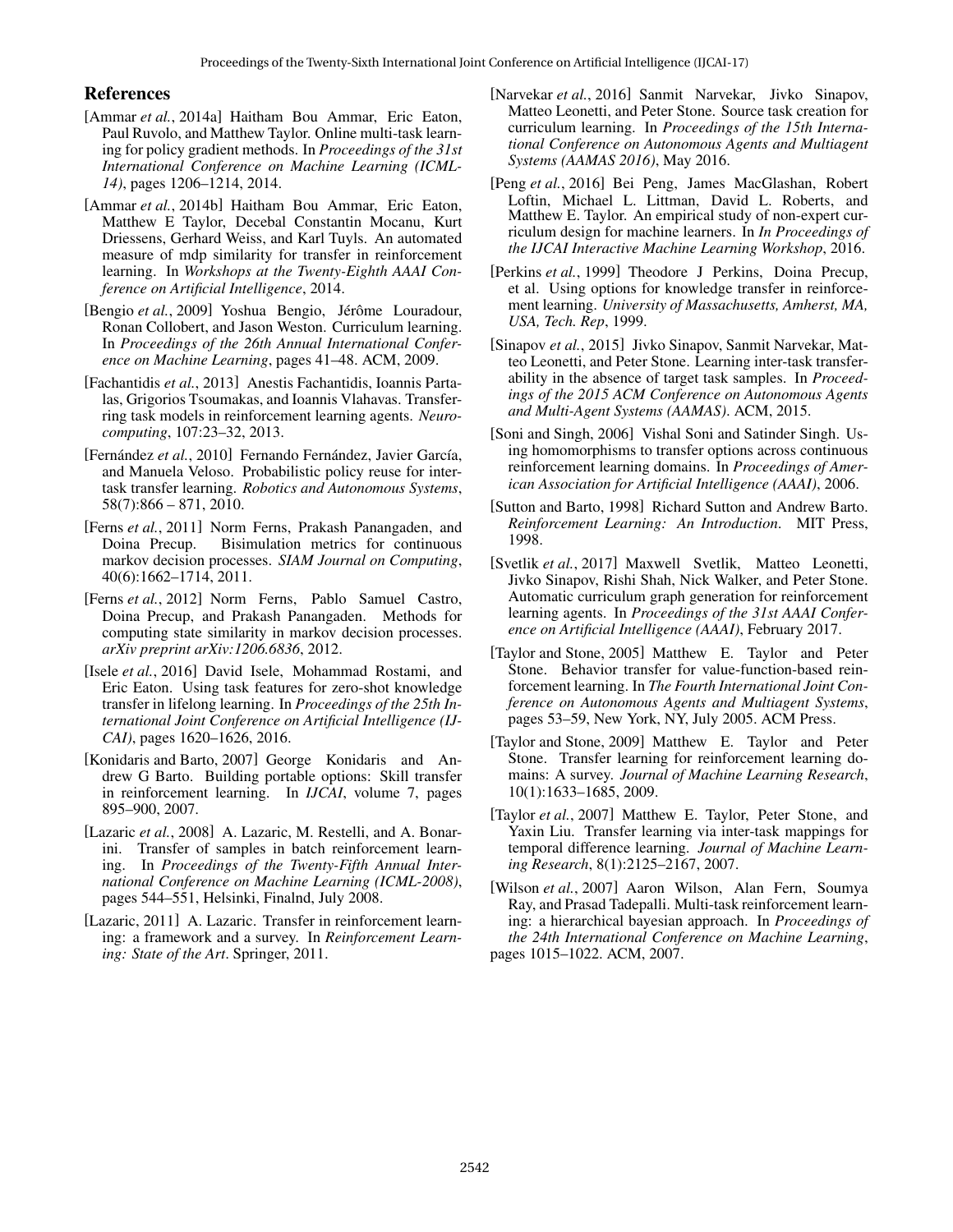## References

[Ammar *et al.*, 2014a] Haitham Bou Ammar, Eric Eaton, Paul Ruvolo, and Matthew Taylor. Online multi-task learning for policy gradient methods. In *Proceedings of the 31st International Conference on Machine Learning (ICML-14)*, pages 1206–1214, 2014.

[Ammar *et al.*, 2014b] Haitham Bou Ammar, Eric Eaton, Matthew E Taylor, Decebal Constantin Mocanu, Kurt Driessens, Gerhard Weiss, and Karl Tuyls. An automated measure of mdp similarity for transfer in reinforcement learning. In *Workshops at the Twenty-Eighth AAAI Conference on Artificial Intelligence*, 2014.

[Bengio *et al.*, 2009] Yoshua Bengio, Jérôme Louradour, Ronan Collobert, and Jason Weston. Curriculum learning. In *Proceedings of the 26th Annual International Conference on Machine Learning*, pages 41–48. ACM, 2009.

[Fachantidis *et al.*, 2013] Anestis Fachantidis, Ioannis Partalas, Grigorios Tsoumakas, and Ioannis Vlahavas. Transferring task models in reinforcement learning agents. *Neurocomputing*, 107:23–32, 2013.

[Fernández *et al.*, 2010] Fernando Fernández, Javier García, and Manuela Veloso. Probabilistic policy reuse for intertask transfer learning. *Robotics and Autonomous Systems*, 58(7):866 – 871, 2010.

[Ferns *et al.*, 2011] Norm Ferns, Prakash Panangaden, and Doina Precup. Bisimulation metrics for continuous markov decision processes. *SIAM Journal on Computing*, 40(6):1662–1714, 2011.

[Ferns *et al.*, 2012] Norm Ferns, Pablo Samuel Castro, Doina Precup, and Prakash Panangaden. Methods for computing state similarity in markov decision processes. *arXiv preprint arXiv:1206.6836*, 2012.

[Isele *et al.*, 2016] David Isele, Mohammad Rostami, and Eric Eaton. Using task features for zero-shot knowledge transfer in lifelong learning. In *Proceedings of the 25th International Joint Conference on Artificial Intelligence (IJCAI)*, pages 1620–1626, 2016.

[Konidaris and Barto, 2007] George Konidaris and Andrew G Barto. Building portable options: Skill transfer in reinforcement learning. In *IJCAI*, volume 7, pages 895–900, 2007.

[Lazaric *et al.*, 2008] A. Lazaric, M. Restelli, and A. Bonarini. Transfer of samples in batch reinforcement learning. In *Proceedings of the Twenty-Fifth Annual International Conference on Machine Learning (ICML-2008)*, pages 544–551, Helsinki, Finalnd, July 2008.

[Lazaric, 2011] A. Lazaric. Transfer in reinforcement learning: a framework and a survey. In *Reinforcement Learning: State of the Art*. Springer, 2011.

[Narvekar *et al.*, 2016] Sanmit Narvekar, Jivko Sinapov, Matteo Leonetti, and Peter Stone. Source task creation for curriculum learning. In *Proceedings of the 15th International Conference on Autonomous Agents and Multiagent Systems (AAMAS 2016)*, May 2016.

[Peng *et al.*, 2016] Bei Peng, James MacGlashan, Robert Loftin, Michael L. Littman, David L. Roberts, and Matthew E. Taylor. An empirical study of non-expert curriculum design for machine learners. In *In Proceedings of the IJCAI Interactive Machine Learning Workshop*, 2016.

[Perkins *et al.*, 1999] Theodore J Perkins, Doina Precup, et al. Using options for knowledge transfer in reinforcement learning. *University of Massachusetts, Amherst, MA, USA, Tech. Rep*, 1999.

[Sinapov *et al.*, 2015] Jivko Sinapov, Sanmit Narvekar, Matteo Leonetti, and Peter Stone. Learning inter-task transferability in the absence of target task samples. In *Proceedings of the 2015 ACM Conference on Autonomous Agents and Multi-Agent Systems (AAMAS)*. ACM, 2015.

[Soni and Singh, 2006] Vishal Soni and Satinder Singh. Using homomorphisms to transfer options across continuous reinforcement learning domains. In *Proceedings of American Association for Artificial Intelligence (AAAI)*, 2006.

[Sutton and Barto, 1998] Richard Sutton and Andrew Barto. *Reinforcement Learning: An Introduction*. MIT Press, 1998.

[Svetlik *et al.*, 2017] Maxwell Svetlik, Matteo Leonetti, Jivko Sinapov, Rishi Shah, Nick Walker, and Peter Stone. Automatic curriculum graph generation for reinforcement learning agents. In *Proceedings of the 31st AAAI Conference on Artificial Intelligence (AAAI)*, February 2017.

[Taylor and Stone, 2005] Matthew E. Taylor and Peter Stone. Behavior transfer for value-function-based reinforcement learning. In *The Fourth International Joint Conference on Autonomous Agents and Multiagent Systems*, pages 53–59, New York, NY, July 2005. ACM Press.

[Taylor and Stone, 2009] Matthew E. Taylor and Peter Stone. Transfer learning for reinforcement learning domains: A survey. *Journal of Machine Learning Research*, 10(1):1633–1685, 2009.

[Taylor *et al.*, 2007] Matthew E. Taylor, Peter Stone, and Yaxin Liu. Transfer learning via inter-task mappings for temporal difference learning. *Journal of Machine Learning Research*, 8(1):2125–2167, 2007.

[Wilson *et al.*, 2007] Aaron Wilson, Alan Fern, Soumya Ray, and Prasad Tadepalli. Multi-task reinforcement learning: a hierarchical bayesian approach. In *Proceedings of the 24th International Conference on Machine Learning*, pages 1015–1022. ACM, 2007.